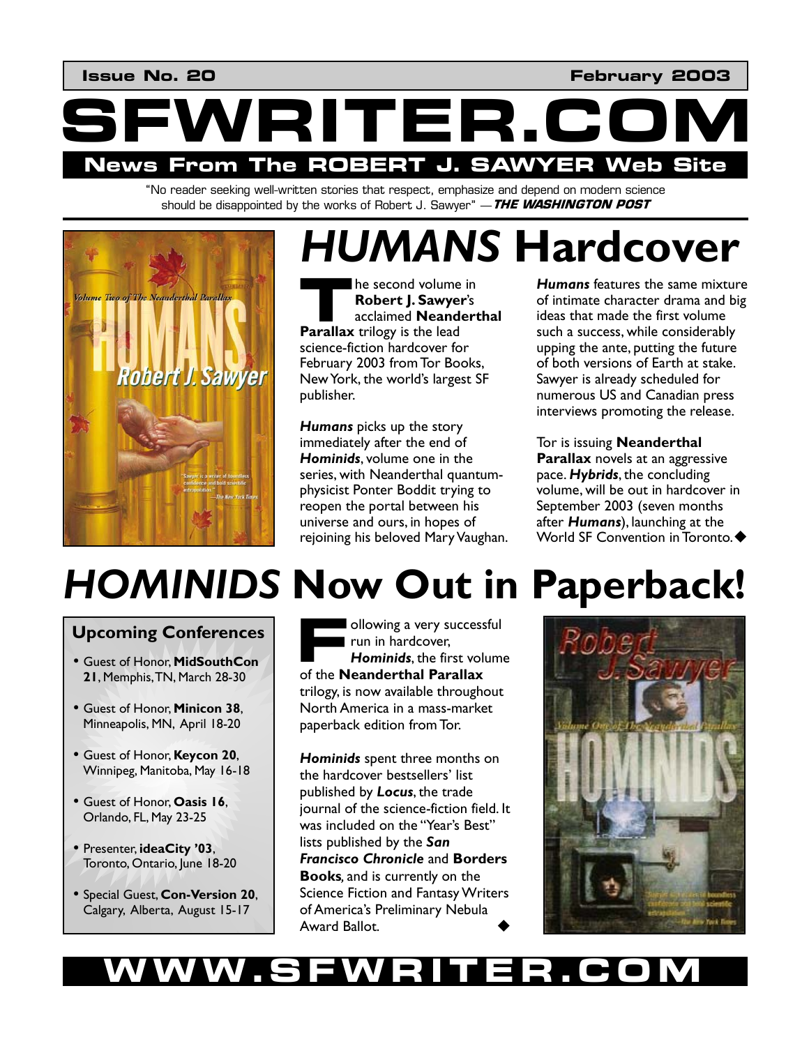Issue No. 20 February 2003

# SFWRITER.COM

**News From The ROBERT J. SAWYER Web Site**

"No reader seeking well-written stories that respect, emphasize and depend on modern science should be disappointed by the works of Robert J. Sawyer" —***THE WASHINGTON POST***

## *HUMANS* Hardcover

The second volume in **Robert J. Sawyer**'s acclaimed **Neanderthal Parallax** trilogy is the lead science-fiction hardcover for February 2003 from Tor Books, New York, the world's largest SF publisher.

***Humans*** picks up the story immediately after the end of ***Hominids***, volume one in the series, with Neanderthal quantum-physicist Ponter Boddit trying to reopen the portal between his universe and ours, in hopes of rejoining his beloved Mary Vaughan.

***Humans*** features the same mixture of intimate character drama and big ideas that made the first volume such a success, while considerably upping the ante, putting the future of both versions of Earth at stake. Sawyer is already scheduled for numerous US and Canadian press interviews promoting the release.

Tor is issuing **Neanderthal Parallax** novels at an aggressive pace. ***Hybrids***, the concluding volume, will be out in hardcover in September 2003 (seven months after ***Humans***), launching at the World SF Convention in Toronto. ◆

## *HOMINIDS* Now Out in Paperback!

Following a very successful run in hardcover, ***Hominids***, the first volume of the **Neanderthal Parallax** trilogy, is now available throughout North America in a mass-market paperback edition from Tor.

***Hominids*** spent three months on the hardcover bestsellers' list published by ***Locus***, the trade journal of the science-fiction field. It was included on the "Year's Best" lists published by the ***San Francisco Chronicle*** and **Borders Books**, and is currently on the Science Fiction and Fantasy Writers of America's Preliminary Nebula Award Ballot. ◆

### Upcoming Conferences

- Guest of Honor, **MidSouthCon 21**, Memphis, TN, March 28-30
- Guest of Honor, **Minicon 38**, Minneapolis, MN, April 18-20
- Guest of Honor, **Keycon 20**, Winnipeg, Manitoba, May 16-18
- Guest of Honor, **Oasis 16**, Orlando, FL, May 23-25
- Presenter, **ideaCity '03**, Toronto, Ontario, June 18-20
- Special Guest, **Con-Version 20**, Calgary, Alberta, August 15-17

**WWW.SFWRITER.COM**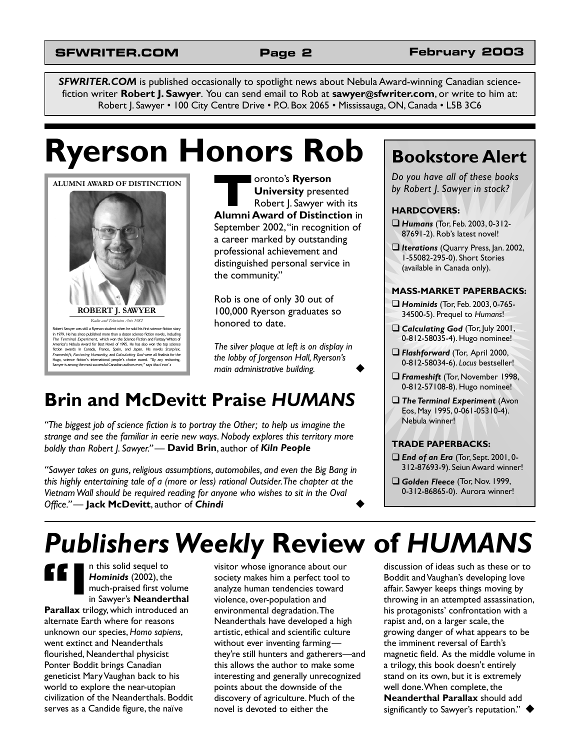***SFWRITER.COM*** is published occasionally to spotlight news about Nebula Award-winning Canadian science-fiction writer **Robert J. Sawyer**. You can send email to Rob at **sawyer@sfwriter.com**, or write to him at: Robert J. Sawyer • 100 City Centre Drive • P.O. Box 2065 • Mississauga, ON, Canada • L5B 3C6

# Ryerson Honors Rob

ALUMNI AWARD OF DISTINCTION

ROBERT J. SAWYER

*Radio and Television Arts 1982*

Robert Sawyer was still a Ryerson student when he sold his first science fiction story in 1979. He has since published more than a dozen science fiction novels, including *The Terminal Experiment*, which won the Science Fiction and Fantasy Writers of America's Nebula Award for Best Novel of 1995. He has also won the top science fiction awards in Canada, France, Spain, and Japan. His novels *Starplex*, *Frameshift*, *Factoring Humanity*, and *Calculating God* were all finalists for the Hugo, science fiction's international people's choice award. "By any reckoning, Sawyer is among the most successful Canadian authors ever," says *Maclean's*

Toronto's **Ryerson University** presented Robert J. Sawyer with its **Alumni Award of Distinction** in September 2002, "in recognition of a career marked by outstanding professional achievement and distinguished personal service in the community."

Rob is one of only 30 out of 100,000 Ryerson graduates so honored to date.

*The silver plaque at left is on display in the lobby of Jorgenson Hall, Ryerson's main administrative building.* ◆

## Brin and McDevitt Praise *HUMANS*

*"The biggest job of science fiction is to portray the Other; to help us imagine the strange and see the familiar in eerie new ways. Nobody explores this territory more boldly than Robert J. Sawyer."* — **David Brin**, author of ***Kiln People***

*"Sawyer takes on guns, religious assumptions, automobiles, and even the Big Bang in this highly entertaining tale of a (more or less) rational Outsider. The chapter at the Vietnam Wall should be required reading for anyone who wishes to sit in the Oval Office."* — **Jack McDevitt**, author of ***Chindi*** ◆

## Bookstore Alert

*Do you have all of these books by Robert J. Sawyer in stock?*

**HARDCOVERS:**

- ❑ ***Humans*** (Tor, Feb. 2003, 0-312-87691-2). Rob's latest novel!
- ❑ ***Iterations*** (Quarry Press, Jan. 2002, 1-55082-295-0). Short Stories (available in Canada only).

**MASS-MARKET PAPERBACKS:**

- ❑ ***Hominids*** (Tor, Feb. 2003, 0-765-34500-5). Prequel to *Humans*!
- ❑ ***Calculating God*** (Tor, July 2001, 0-812-58035-4). Hugo nominee!
- ❑ ***Flashforward*** (Tor, April 2000, 0-812-58034-6). *Locus* bestseller!
- ❑ ***Frameshift*** (Tor, November 1998, 0-812-57108-8). Hugo nominee!
- ❑ ***The Terminal Experiment*** (Avon Eos, May 1995, 0-061-05310-4). Nebula winner!

**TRADE PAPERBACKS:**

- ❑ ***End of an Era*** (Tor, Sept. 2001, 0-312-87693-9). Seiun Award winner!
- ❑ ***Golden Fleece*** (Tor, Nov. 1999, 0-312-86865-0). Aurora winner!

# *Publishers Weekly* Review of *HUMANS*

"In this solid sequel to ***Hominids*** (2002), the much-praised first volume in Sawyer's **Neanderthal Parallax** trilogy, which introduced an alternate Earth where for reasons unknown our species, *Homo sapiens*, went extinct and Neanderthals flourished, Neanderthal physicist Ponter Boddit brings Canadian geneticist Mary Vaughan back to his world to explore the near-utopian civilization of the Neanderthals. Boddit serves as a Candide figure, the naïve visitor whose ignorance about our society makes him a perfect tool to analyze human tendencies toward violence, over-population and environmental degradation. The Neanderthals have developed a high artistic, ethical and scientific culture without ever inventing farming—they're still hunters and gatherers—and this allows the author to make some interesting and generally unrecognized points about the downside of the discovery of agriculture. Much of the novel is devoted to either the discussion of ideas such as these or to Boddit and Vaughan's developing love affair. Sawyer keeps things moving by throwing in an attempted assassination, his protagonists' confrontation with a rapist and, on a larger scale, the growing danger of what appears to be the imminent reversal of Earth's magnetic field. As the middle volume in a trilogy, this book doesn't entirely stand on its own, but it is extremely well done. When complete, the **Neanderthal Parallax** should add significantly to Sawyer's reputation." ◆